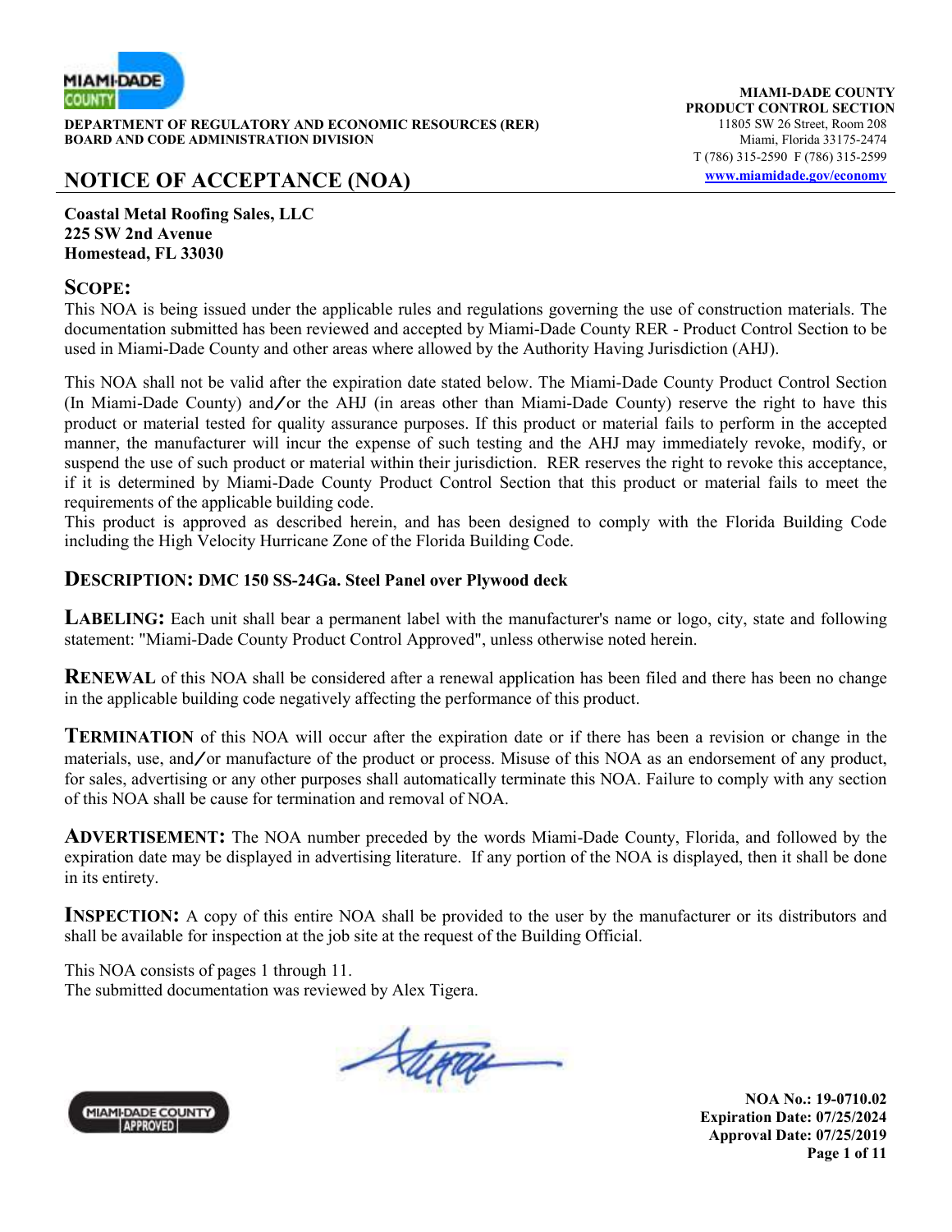**MIAMI-DADE COUNTY**
**PRODUCT CONTROL SECTION**
11805 SW 26 Street, Room 208
Miami, Florida 33175-2474
T (786) 315-2590 F (786) 315-2599
www.miamidade.gov/economy

**DEPARTMENT OF REGULATORY AND ECONOMIC RESOURCES (RER)**
**BOARD AND CODE ADMINISTRATION DIVISION**

# NOTICE OF ACCEPTANCE (NOA)

**Coastal Metal Roofing Sales, LLC**
**225 SW 2nd Avenue**
**Homestead, FL 33030**

## SCOPE:

This NOA is being issued under the applicable rules and regulations governing the use of construction materials. The documentation submitted has been reviewed and accepted by Miami-Dade County RER - Product Control Section to be used in Miami-Dade County and other areas where allowed by the Authority Having Jurisdiction (AHJ).

This NOA shall not be valid after the expiration date stated below. The Miami-Dade County Product Control Section (In Miami-Dade County) and/or the AHJ (in areas other than Miami-Dade County) reserve the right to have this product or material tested for quality assurance purposes. If this product or material fails to perform in the accepted manner, the manufacturer will incur the expense of such testing and the AHJ may immediately revoke, modify, or suspend the use of such product or material within their jurisdiction. RER reserves the right to revoke this acceptance, if it is determined by Miami-Dade County Product Control Section that this product or material fails to meet the requirements of the applicable building code.
This product is approved as described herein, and has been designed to comply with the Florida Building Code including the High Velocity Hurricane Zone of the Florida Building Code.

**DESCRIPTION: DMC 150 SS-24Ga. Steel Panel over Plywood deck**

**LABELING:** Each unit shall bear a permanent label with the manufacturer's name or logo, city, state and following statement: "Miami-Dade County Product Control Approved", unless otherwise noted herein.

**RENEWAL** of this NOA shall be considered after a renewal application has been filed and there has been no change in the applicable building code negatively affecting the performance of this product.

**TERMINATION** of this NOA will occur after the expiration date or if there has been a revision or change in the materials, use, and/or manufacture of the product or process. Misuse of this NOA as an endorsement of any product, for sales, advertising or any other purposes shall automatically terminate this NOA. Failure to comply with any section of this NOA shall be cause for termination and removal of NOA.

**ADVERTISEMENT:** The NOA number preceded by the words Miami-Dade County, Florida, and followed by the expiration date may be displayed in advertising literature. If any portion of the NOA is displayed, then it shall be done in its entirety.

**INSPECTION:** A copy of this entire NOA shall be provided to the user by the manufacturer or its distributors and shall be available for inspection at the job site at the request of the Building Official.

This NOA consists of pages 1 through 11.
The submitted documentation was reviewed by Alex Tigera.

**NOA No.: 19-0710.02**
**Expiration Date: 07/25/2024**
**Approval Date: 07/25/2019**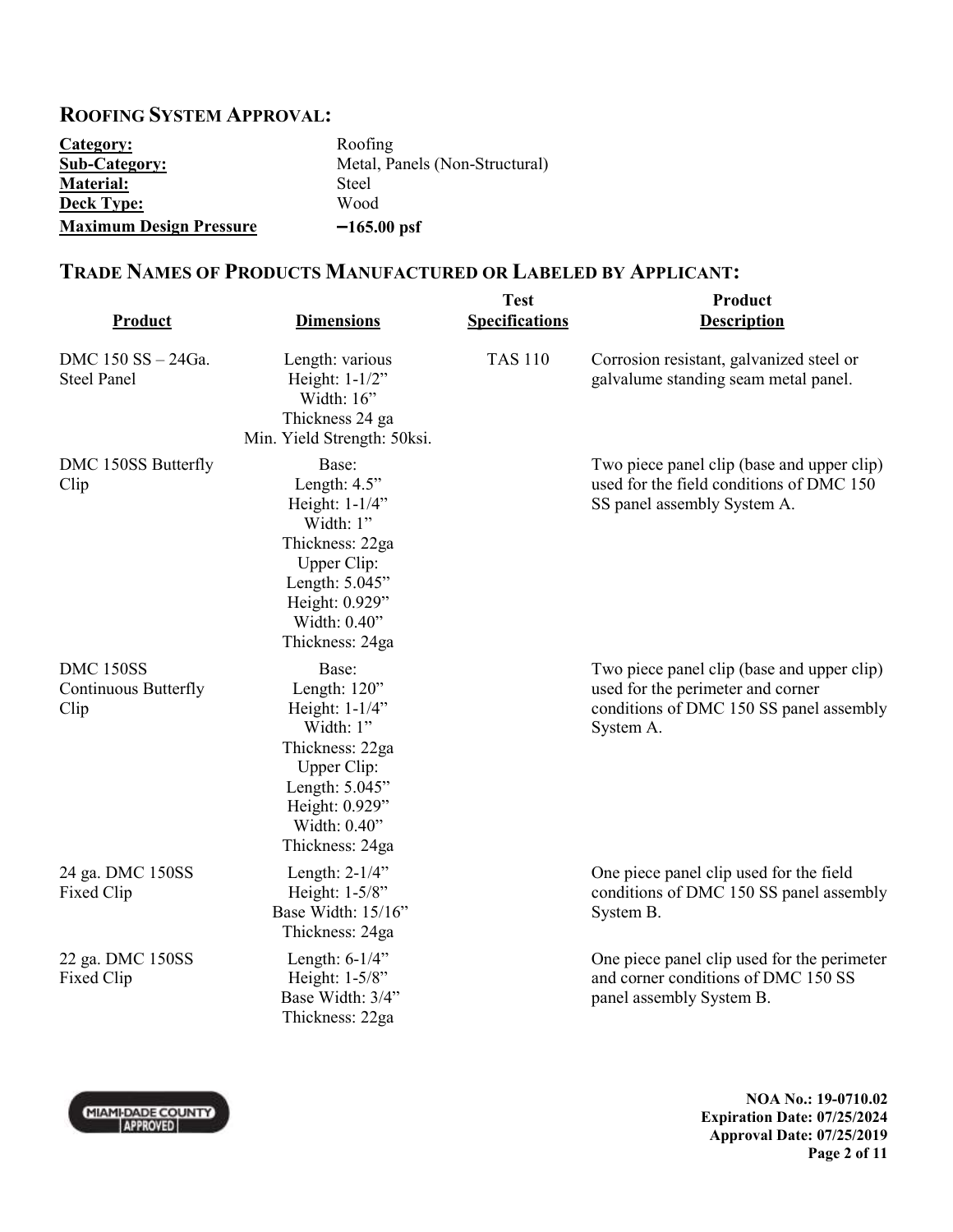## ROOFING SYSTEM APPROVAL:

| | |
|---|---|
| **Category:** | Roofing |
| **Sub-Category:** | Metal, Panels (Non-Structural) |
| **Material:** | Steel |
| **Deck Type:** | Wood |
| **Maximum Design Pressure** | **–165.00 psf** |

## TRADE NAMES OF PRODUCTS MANUFACTURED OR LABELED BY APPLICANT:

| Product | Dimensions | Test Specifications | Product Description |
|---|---|---|---|
| DMC 150 SS – 24Ga. Steel Panel | Length: various<br>Height: 1-1/2”<br>Width: 16”<br>Thickness 24 ga<br>Min. Yield Strength: 50ksi. | TAS 110 | Corrosion resistant, galvanized steel or galvalume standing seam metal panel. |
| DMC 150SS Butterfly Clip | Base:<br>Length: 4.5”<br>Height: 1-1/4”<br>Width: 1”<br>Thickness: 22ga<br>Upper Clip:<br>Length: 5.045”<br>Height: 0.929”<br>Width: 0.40”<br>Thickness: 24ga | | Two piece panel clip (base and upper clip) used for the field conditions of DMC 150 SS panel assembly System A. |
| DMC 150SS Continuous Butterfly Clip | Base:<br>Length: 120”<br>Height: 1-1/4”<br>Width: 1”<br>Thickness: 22ga<br>Upper Clip:<br>Length: 5.045”<br>Height: 0.929”<br>Width: 0.40”<br>Thickness: 24ga | | Two piece panel clip (base and upper clip) used for the perimeter and corner conditions of DMC 150 SS panel assembly System A. |
| 24 ga. DMC 150SS Fixed Clip | Length: 2-1/4”<br>Height: 1-5/8”<br>Base Width: 15/16”<br>Thickness: 24ga | | One piece panel clip used for the field conditions of DMC 150 SS panel assembly System B. |
| 22 ga. DMC 150SS Fixed Clip | Length: 6-1/4”<br>Height: 1-5/8”<br>Base Width: 3/4”<br>Thickness: 22ga | | One piece panel clip used for the perimeter and corner conditions of DMC 150 SS panel assembly System B. |

**NOA No.: 19-0710.02**
**Expiration Date: 07/25/2024**
**Approval Date: 07/25/2019**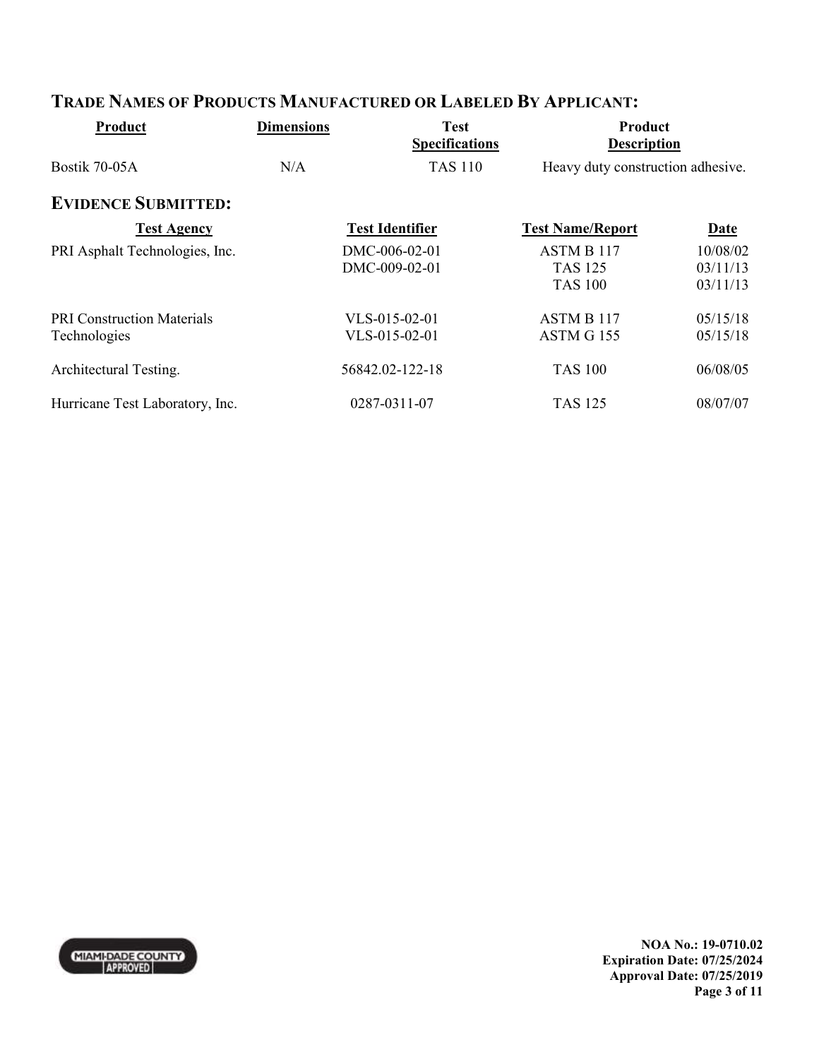## TRADE NAMES OF PRODUCTS MANUFACTURED OR LABELED BY APPLICANT:

| Product | Dimensions | Test Specifications | Product Description |
|---|---|---|---|
| Bostik 70-05A | N/A | TAS 110 | Heavy duty construction adhesive. |

## EVIDENCE SUBMITTED:

| Test Agency | Test Identifier | Test Name/Report | Date |
|---|---|---|---|
| PRI Asphalt Technologies, Inc. | DMC-006-02-01 | ASTM B 117 | 10/08/02 |
| | DMC-009-02-01 | TAS 125 | 03/11/13 |
| | | TAS 100 | 03/11/13 |
| PRI Construction Materials Technologies | VLS-015-02-01 | ASTM B 117 | 05/15/18 |
| | VLS-015-02-01 | ASTM G 155 | 05/15/18 |
| Architectural Testing. | 56842.02-122-18 | TAS 100 | 06/08/05 |
| Hurricane Test Laboratory, Inc. | 0287-0311-07 | TAS 125 | 08/07/07 |

**NOA No.: 19-0710.02**
**Expiration Date: 07/25/2024**
**Approval Date: 07/25/2019**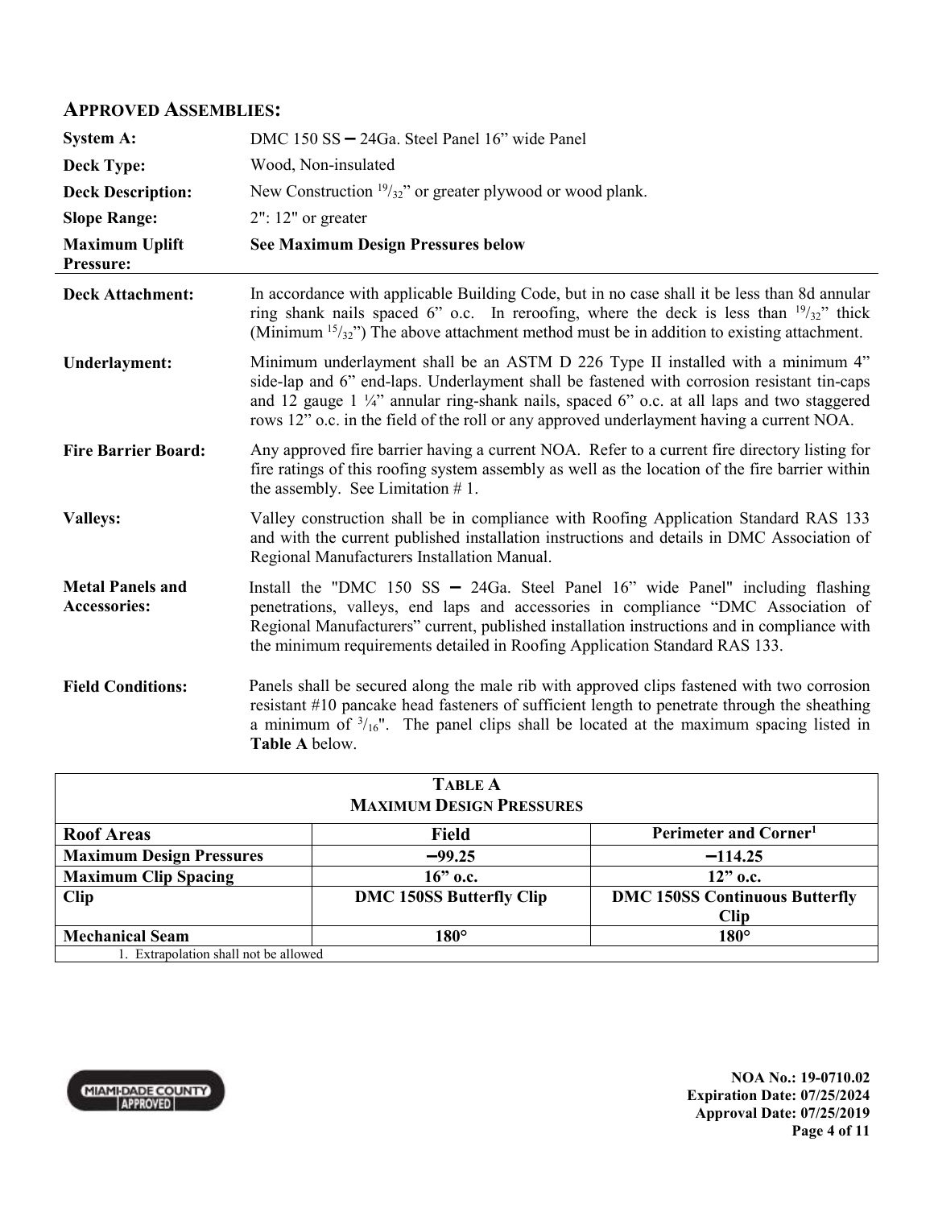## APPROVED ASSEMBLIES:

| | |
|---|---|
| **System A:** | DMC 150 SS – 24Ga. Steel Panel 16" wide Panel |
| **Deck Type:** | Wood, Non-insulated |
| **Deck Description:** | New Construction $^{19}/_{32}$" or greater plywood or wood plank. |
| **Slope Range:** | 2": 12" or greater |
| **Maximum Uplift Pressure:** | **See Maximum Design Pressures below** |

**Deck Attachment:** In accordance with applicable Building Code, but in no case shall it be less than 8d annular ring shank nails spaced 6" o.c. In reroofing, where the deck is less than $^{19}/_{32}$" thick (Minimum $^{15}/_{32}$") The above attachment method must be in addition to existing attachment.

**Underlayment:** Minimum underlayment shall be an ASTM D 226 Type II installed with a minimum 4" side-lap and 6" end-laps. Underlayment shall be fastened with corrosion resistant tin-caps and 12 gauge 1 ¼" annular ring-shank nails, spaced 6" o.c. at all laps and two staggered rows 12" o.c. in the field of the roll or any approved underlayment having a current NOA.

**Fire Barrier Board:** Any approved fire barrier having a current NOA. Refer to a current fire directory listing for fire ratings of this roofing system assembly as well as the location of the fire barrier within the assembly. See Limitation # 1.

**Valleys:** Valley construction shall be in compliance with Roofing Application Standard RAS 133 and with the current published installation instructions and details in DMC Association of Regional Manufacturers Installation Manual.

**Metal Panels and Accessories:** Install the "DMC 150 SS – 24Ga. Steel Panel 16" wide Panel" including flashing penetrations, valleys, end laps and accessories in compliance "DMC Association of Regional Manufacturers" current, published installation instructions and in compliance with the minimum requirements detailed in Roofing Application Standard RAS 133.

**Field Conditions:** Panels shall be secured along the male rib with approved clips fastened with two corrosion resistant #10 pancake head fasteners of sufficient length to penetrate through the sheathing a minimum of $^{3}/_{16}$". The panel clips shall be located at the maximum spacing listed in **Table A** below.

**TABLE A**
**MAXIMUM DESIGN PRESSURES**

| Roof Areas | Field | Perimeter and Corner[1] |
|---|---|---|
| **Maximum Design Pressures** | **–99.25** | **–114.25** |
| **Maximum Clip Spacing** | **16" o.c.** | **12" o.c.** |
| **Clip** | **DMC 150SS Butterfly Clip** | **DMC 150SS Continuous Butterfly Clip** |
| **Mechanical Seam** | **180°** | **180°** |

1. Extrapolation shall not be allowed

**NOA No.: 19-0710.02**
**Expiration Date: 07/25/2024**
**Approval Date: 07/25/2019**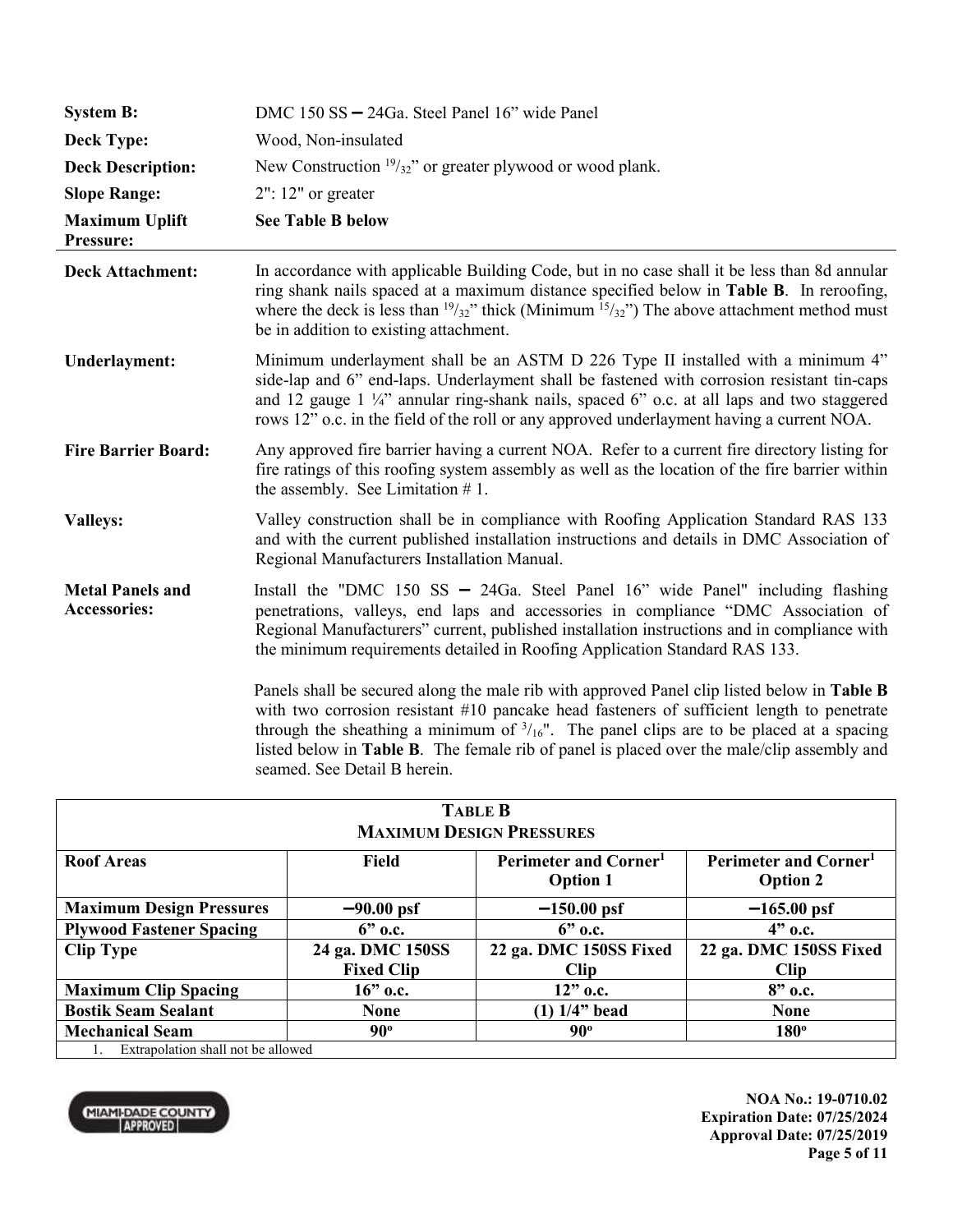| | |
|---|---|
| **System B:** | DMC 150 SS – 24Ga. Steel Panel 16" wide Panel |
| **Deck Type:** | Wood, Non-insulated |
| **Deck Description:** | New Construction $^{19}/_{32}$" or greater plywood or wood plank. |
| **Slope Range:** | 2": 12" or greater |
| **Maximum Uplift Pressure:** | **See Table B below** |

**Deck Attachment:** In accordance with applicable Building Code, but in no case shall it be less than 8d annular ring shank nails spaced at a maximum distance specified below in **Table B**. In reroofing, where the deck is less than $^{19}/_{32}$" thick (Minimum $^{15}/_{32}$") The above attachment method must be in addition to existing attachment.

**Underlayment:** Minimum underlayment shall be an ASTM D 226 Type II installed with a minimum 4" side-lap and 6" end-laps. Underlayment shall be fastened with corrosion resistant tin-caps and 12 gauge 1 ¼" annular ring-shank nails, spaced 6" o.c. at all laps and two staggered rows 12" o.c. in the field of the roll or any approved underlayment having a current NOA.

**Fire Barrier Board:** Any approved fire barrier having a current NOA. Refer to a current fire directory listing for fire ratings of this roofing system assembly as well as the location of the fire barrier within the assembly. See Limitation # 1.

**Valleys:** Valley construction shall be in compliance with Roofing Application Standard RAS 133 and with the current published installation instructions and details in DMC Association of Regional Manufacturers Installation Manual.

**Metal Panels and Accessories:** Install the "DMC 150 SS – 24Ga. Steel Panel 16" wide Panel" including flashing penetrations, valleys, end laps and accessories in compliance "DMC Association of Regional Manufacturers" current, published installation instructions and in compliance with the minimum requirements detailed in Roofing Application Standard RAS 133.

Panels shall be secured along the male rib with approved Panel clip listed below in **Table B** with two corrosion resistant #10 pancake head fasteners of sufficient length to penetrate through the sheathing a minimum of $^{3}/_{16}$". The panel clips are to be placed at a spacing listed below in **Table B**. The female rib of panel is placed over the male/clip assembly and seamed. See Detail B herein.

**TABLE B**
**MAXIMUM DESIGN PRESSURES**

| Roof Areas | Field | Perimeter and Corner[1] Option 1 | Perimeter and Corner[1] Option 2 |
|---|---|---|---|
| **Maximum Design Pressures** | **−90.00 psf** | **−150.00 psf** | **−165.00 psf** |
| **Plywood Fastener Spacing** | **6" o.c.** | **6" o.c.** | **4" o.c.** |
| **Clip Type** | **24 ga. DMC 150SS Fixed Clip** | **22 ga. DMC 150SS Fixed Clip** | **22 ga. DMC 150SS Fixed Clip** |
| **Maximum Clip Spacing** | **16" o.c.** | **12" o.c.** | **8" o.c.** |
| **Bostik Seam Sealant** | **None** | **(1) 1/4" bead** | **None** |
| **Mechanical Seam** | **90°** | **90°** | **180°** |

1. Extrapolation shall not be allowed

**NOA No.: 19-0710.02**
**Expiration Date: 07/25/2024**
**Approval Date: 07/25/2019**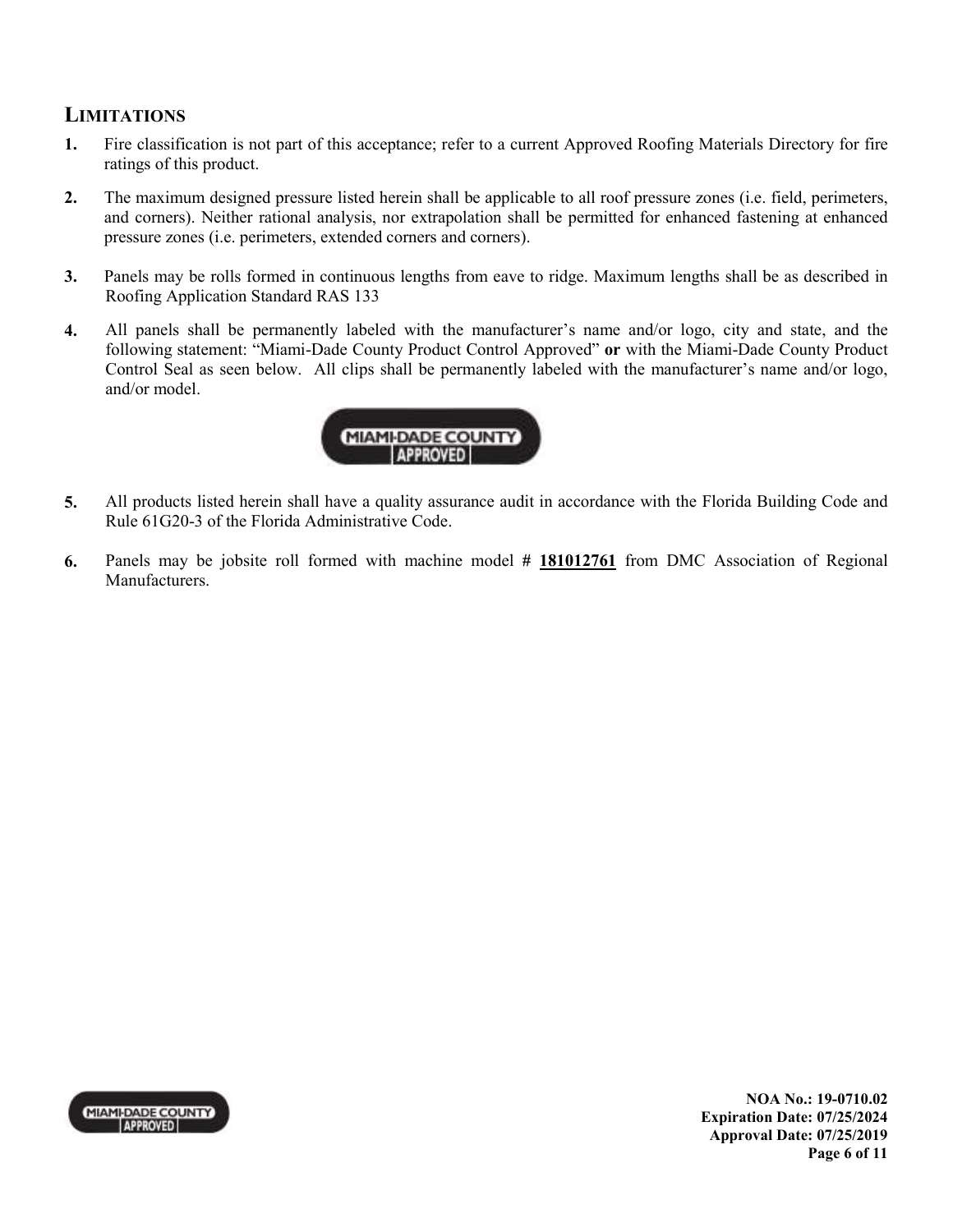## LIMITATIONS

1. Fire classification is not part of this acceptance; refer to a current Approved Roofing Materials Directory for fire ratings of this product.

2. The maximum designed pressure listed herein shall be applicable to all roof pressure zones (i.e. field, perimeters, and corners). Neither rational analysis, nor extrapolation shall be permitted for enhanced fastening at enhanced pressure zones (i.e. perimeters, extended corners and corners).

3. Panels may be rolls formed in continuous lengths from eave to ridge. Maximum lengths shall be as described in Roofing Application Standard RAS 133

4. All panels shall be permanently labeled with the manufacturer's name and/or logo, city and state, and the following statement: "Miami-Dade County Product Control Approved" **or** with the Miami-Dade County Product Control Seal as seen below. All clips shall be permanently labeled with the manufacturer's name and/or logo, and/or model.

5. All products listed herein shall have a quality assurance audit in accordance with the Florida Building Code and Rule 61G20-3 of the Florida Administrative Code.

6. Panels may be jobsite roll formed with machine model # **181012761** from DMC Association of Regional Manufacturers.

NOA No.: 19-0710.02
Expiration Date: 07/25/2024
Approval Date: 07/25/2019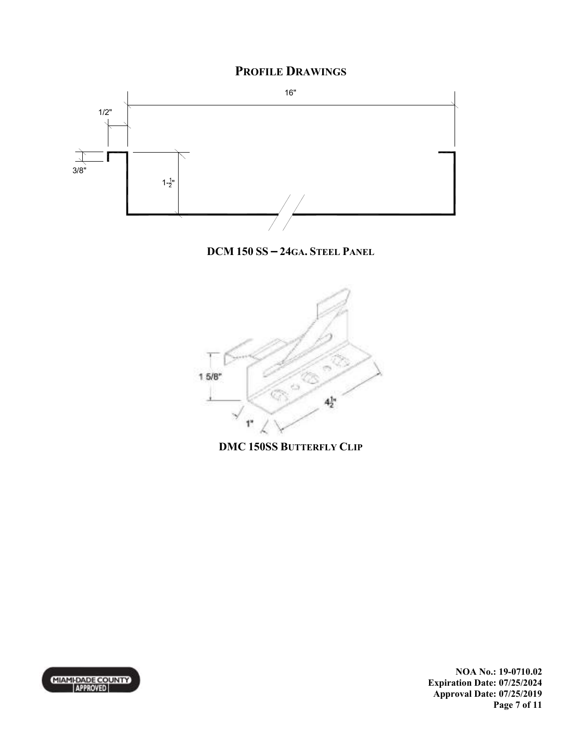## Profile Drawings

16"

1/2"

3/8"

1-½"

**DCM 150 SS – 24GA. STEEL PANEL**

1 5/8"

4½"

1"

**DMC 150SS BUTTERFLY CLIP**

**NOA No.: 19-0710.02**
**Expiration Date: 07/25/2024**
**Approval Date: 07/25/2019**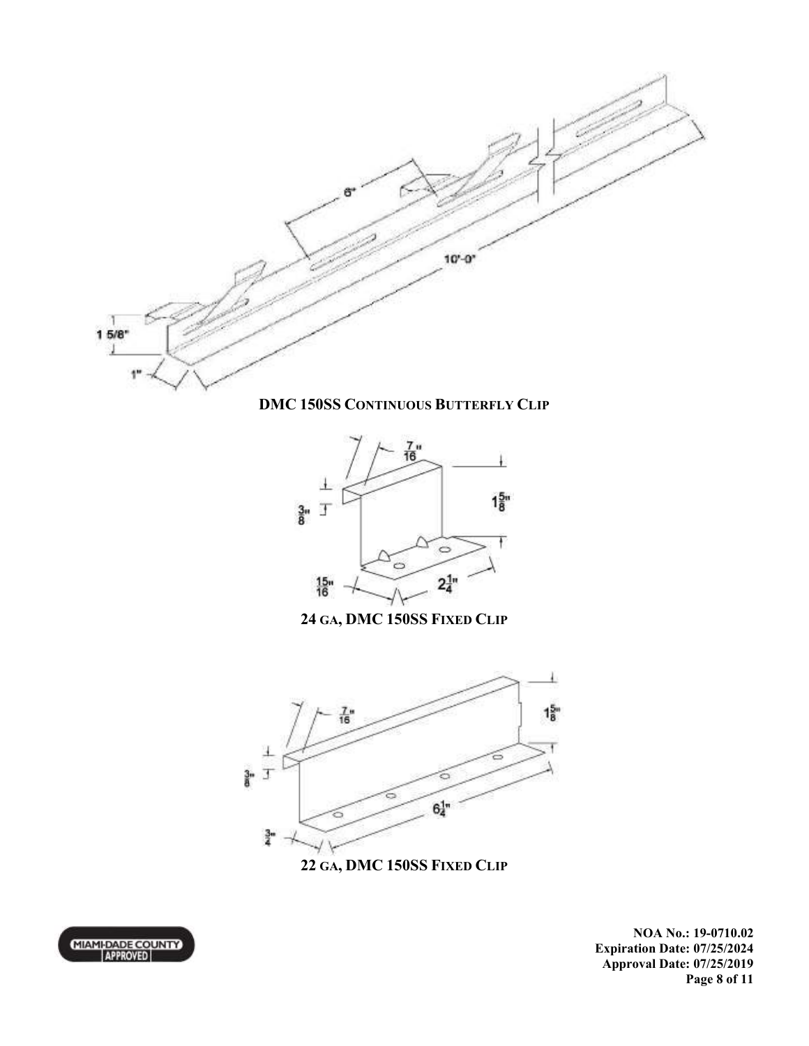1 5/8"

1"

6"

10'-0"

**DMC 150SS CONTINUOUS BUTTERFLY CLIP**

7/16"

3/8"

1 5/8"

15/16"

2 1/4"

**24 GA, DMC 150SS FIXED CLIP**

7/16"

3/8"

1 5/8"

3/4"

6 1/4"

**22 GA, DMC 150SS FIXED CLIP**

MIAMI-DADE COUNTY APPROVED

**NOA No.: 19-0710.02**
**Expiration Date: 07/25/2024**
**Approval Date: 07/25/2019**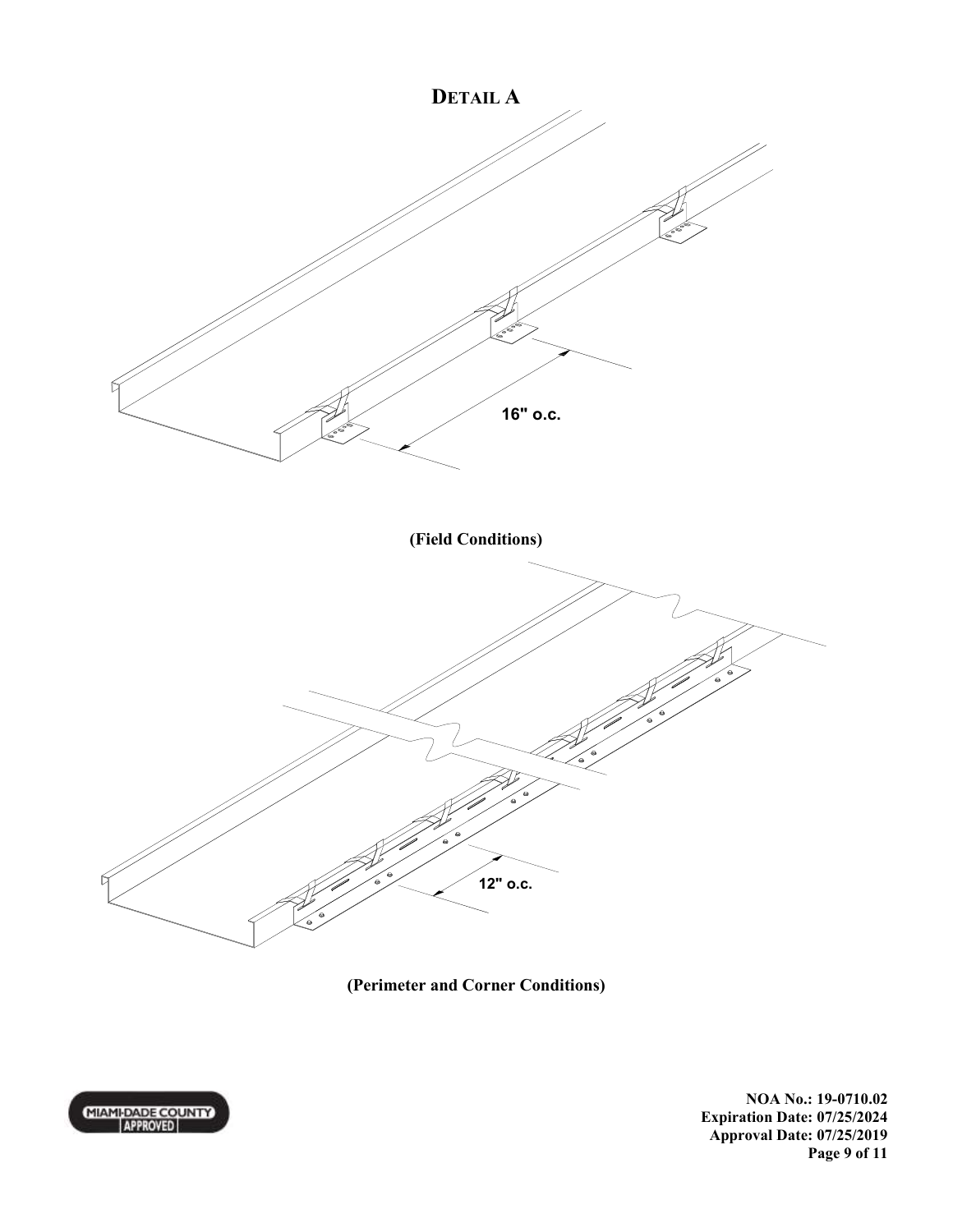# Detail A

16" o.c.

(Field Conditions)

12" o.c.

(Perimeter and Corner Conditions)

NOA No.: 19-0710.02
Expiration Date: 07/25/2024
Approval Date: 07/25/2019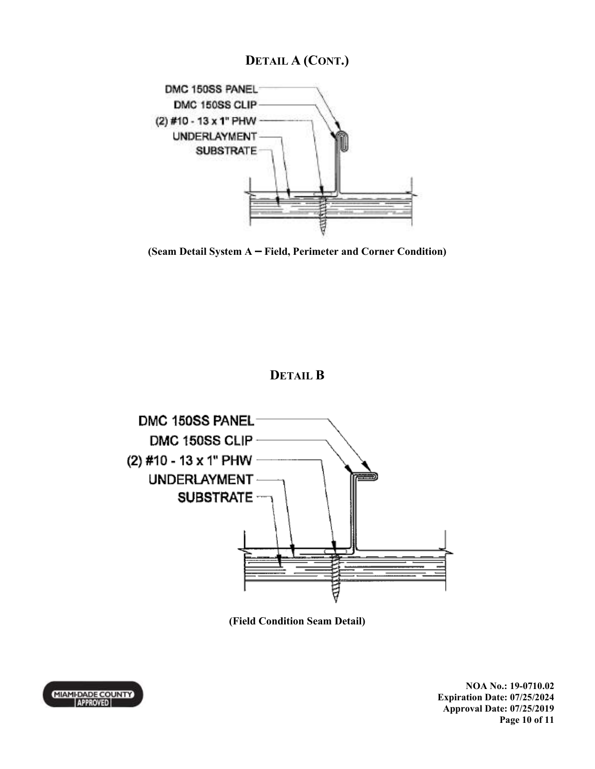## Detail A (Cont.)

DMC 150SS PANEL
DMC 150SS CLIP
(2) #10 - 13 x 1" PHW
UNDERLAYMENT
SUBSTRATE

**(Seam Detail System A – Field, Perimeter and Corner Condition)**

## Detail B

DMC 150SS PANEL
DMC 150SS CLIP
(2) #10 - 13 x 1" PHW
UNDERLAYMENT
SUBSTRATE

**(Field Condition Seam Detail)**

**NOA No.: 19-0710.02**
**Expiration Date: 07/25/2024**
**Approval Date: 07/25/2019**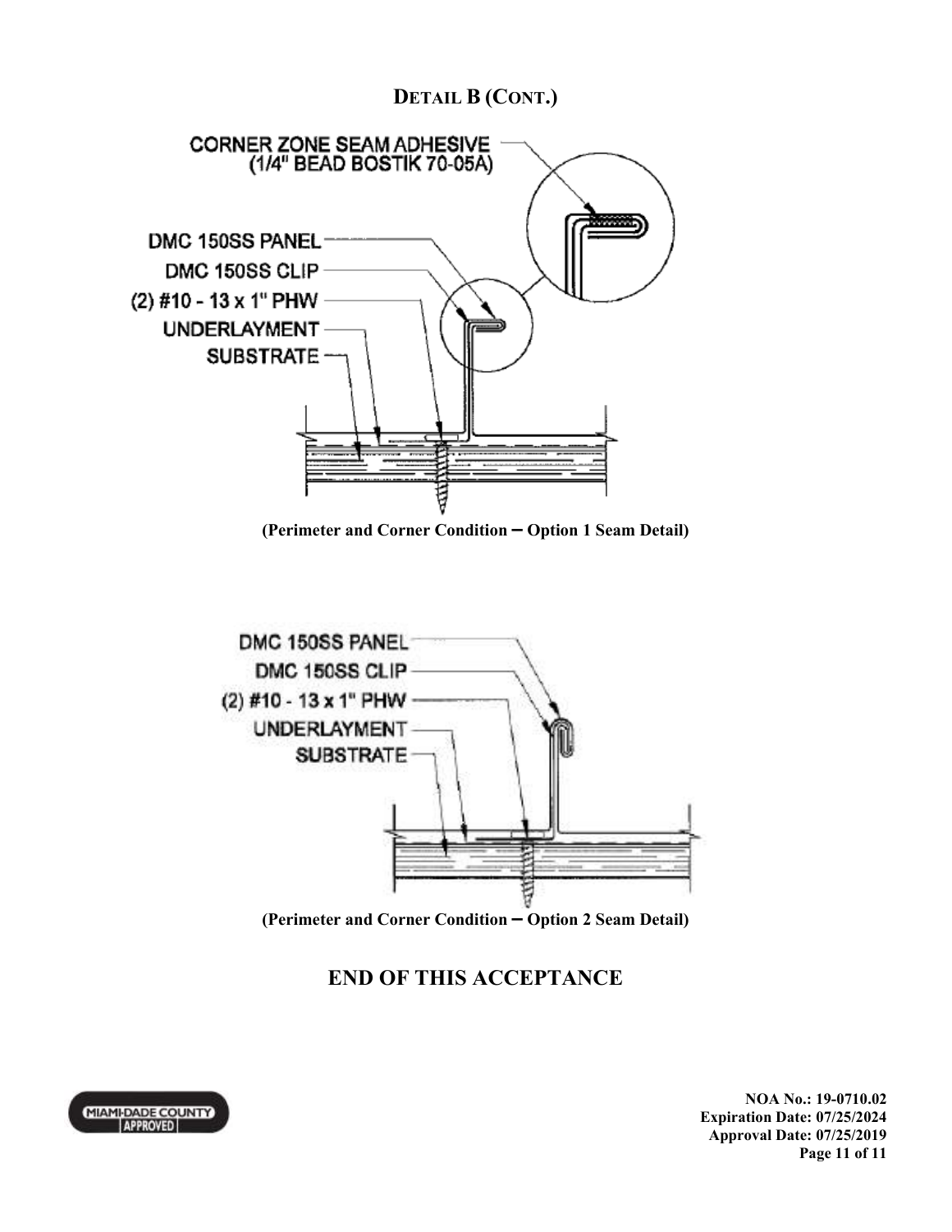## DETAIL B (CONT.)

CORNER ZONE SEAM ADHESIVE (1/4" BEAD BOSTIK 70-05A)

DMC 150SS PANEL

DMC 150SS CLIP

(2) #10 - 13 x 1" PHW

UNDERLAYMENT

SUBSTRATE

(Perimeter and Corner Condition – Option 1 Seam Detail)

DMC 150SS PANEL

DMC 150SS CLIP

(2) #10 - 13 x 1" PHW

UNDERLAYMENT

SUBSTRATE

(Perimeter and Corner Condition – Option 2 Seam Detail)

## END OF THIS ACCEPTANCE

NOA No.: 19-0710.02
Expiration Date: 07/25/2024
Approval Date: 07/25/2019